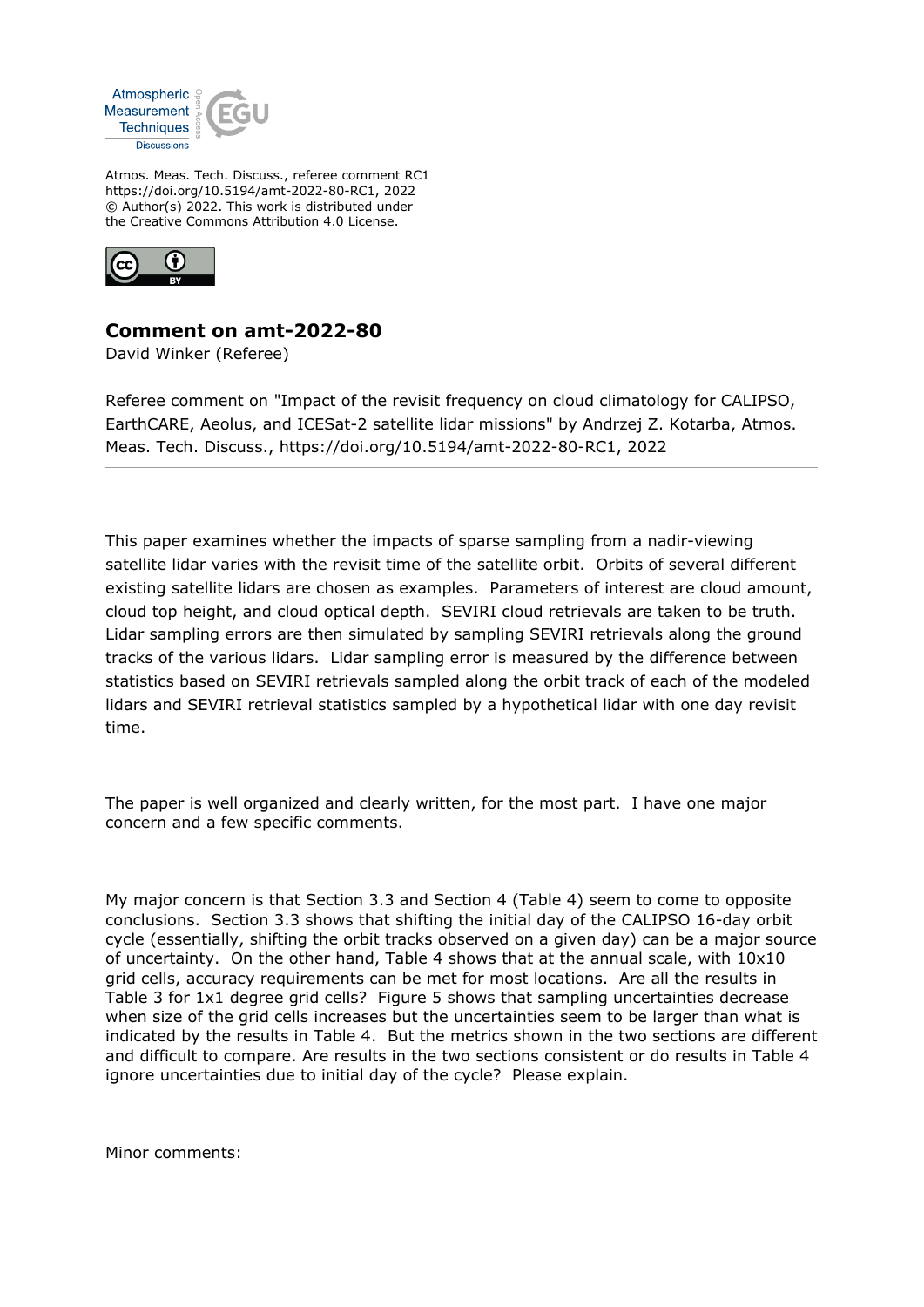Atmos. Meas. Tech. Discuss., referee comment RC1
https://doi.org/10.5194/amt-2022-80-RC1, 2022
© Author(s) 2022. This work is distributed under
the Creative Commons Attribution 4.0 License.

## Comment on amt-2022-80

David Winker (Referee)

---

Referee comment on "Impact of the revisit frequency on cloud climatology for CALIPSO, EarthCARE, Aeolus, and ICESat-2 satellite lidar missions" by Andrzej Z. Kotarba, Atmos. Meas. Tech. Discuss., https://doi.org/10.5194/amt-2022-80-RC1, 2022

---

This paper examines whether the impacts of sparse sampling from a nadir-viewing satellite lidar varies with the revisit time of the satellite orbit. Orbits of several different existing satellite lidars are chosen as examples. Parameters of interest are cloud amount, cloud top height, and cloud optical depth. SEVIRI cloud retrievals are taken to be truth. Lidar sampling errors are then simulated by sampling SEVIRI retrievals along the ground tracks of the various lidars. Lidar sampling error is measured by the difference between statistics based on SEVIRI retrievals sampled along the orbit track of each of the modeled lidars and SEVIRI retrieval statistics sampled by a hypothetical lidar with one day revisit time.

The paper is well organized and clearly written, for the most part. I have one major concern and a few specific comments.

My major concern is that Section 3.3 and Section 4 (Table 4) seem to come to opposite conclusions. Section 3.3 shows that shifting the initial day of the CALIPSO 16-day orbit cycle (essentially, shifting the orbit tracks observed on a given day) can be a major source of uncertainty. On the other hand, Table 4 shows that at the annual scale, with 10x10 grid cells, accuracy requirements can be met for most locations. Are all the results in Table 3 for 1x1 degree grid cells? Figure 5 shows that sampling uncertainties decrease when size of the grid cells increases but the uncertainties seem to be larger than what is indicated by the results in Table 4. But the metrics shown in the two sections are different and difficult to compare. Are results in the two sections consistent or do results in Table 4 ignore uncertainties due to initial day of the cycle? Please explain.

Minor comments: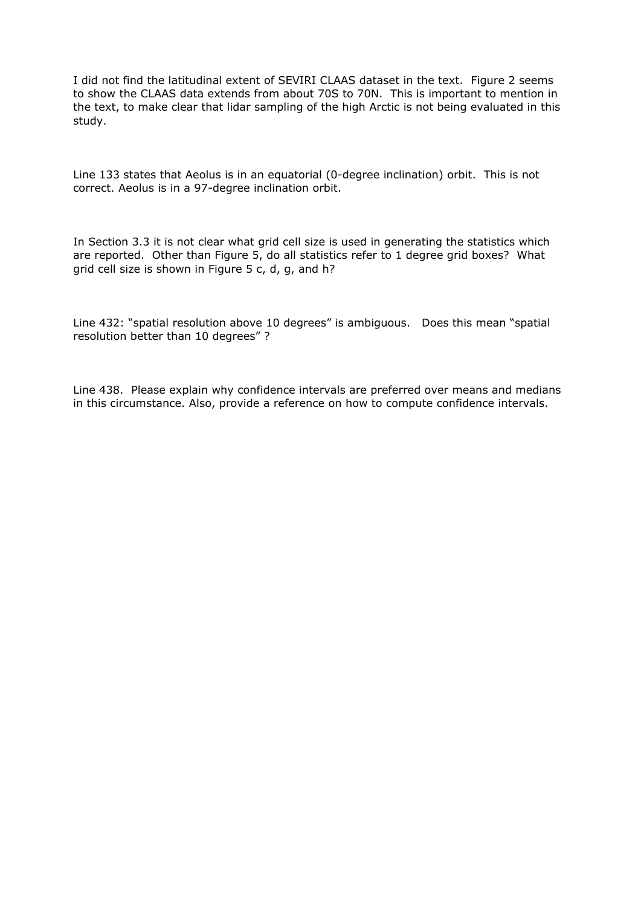I did not find the latitudinal extent of SEVIRI CLAAS dataset in the text. Figure 2 seems to show the CLAAS data extends from about 70S to 70N. This is important to mention in the text, to make clear that lidar sampling of the high Arctic is not being evaluated in this study.

Line 133 states that Aeolus is in an equatorial (0-degree inclination) orbit. This is not correct. Aeolus is in a 97-degree inclination orbit.

In Section 3.3 it is not clear what grid cell size is used in generating the statistics which are reported. Other than Figure 5, do all statistics refer to 1 degree grid boxes? What grid cell size is shown in Figure 5 c, d, g, and h?

Line 432: "spatial resolution above 10 degrees" is ambiguous. Does this mean "spatial resolution better than 10 degrees" ?

Line 438. Please explain why confidence intervals are preferred over means and medians in this circumstance. Also, provide a reference on how to compute confidence intervals.